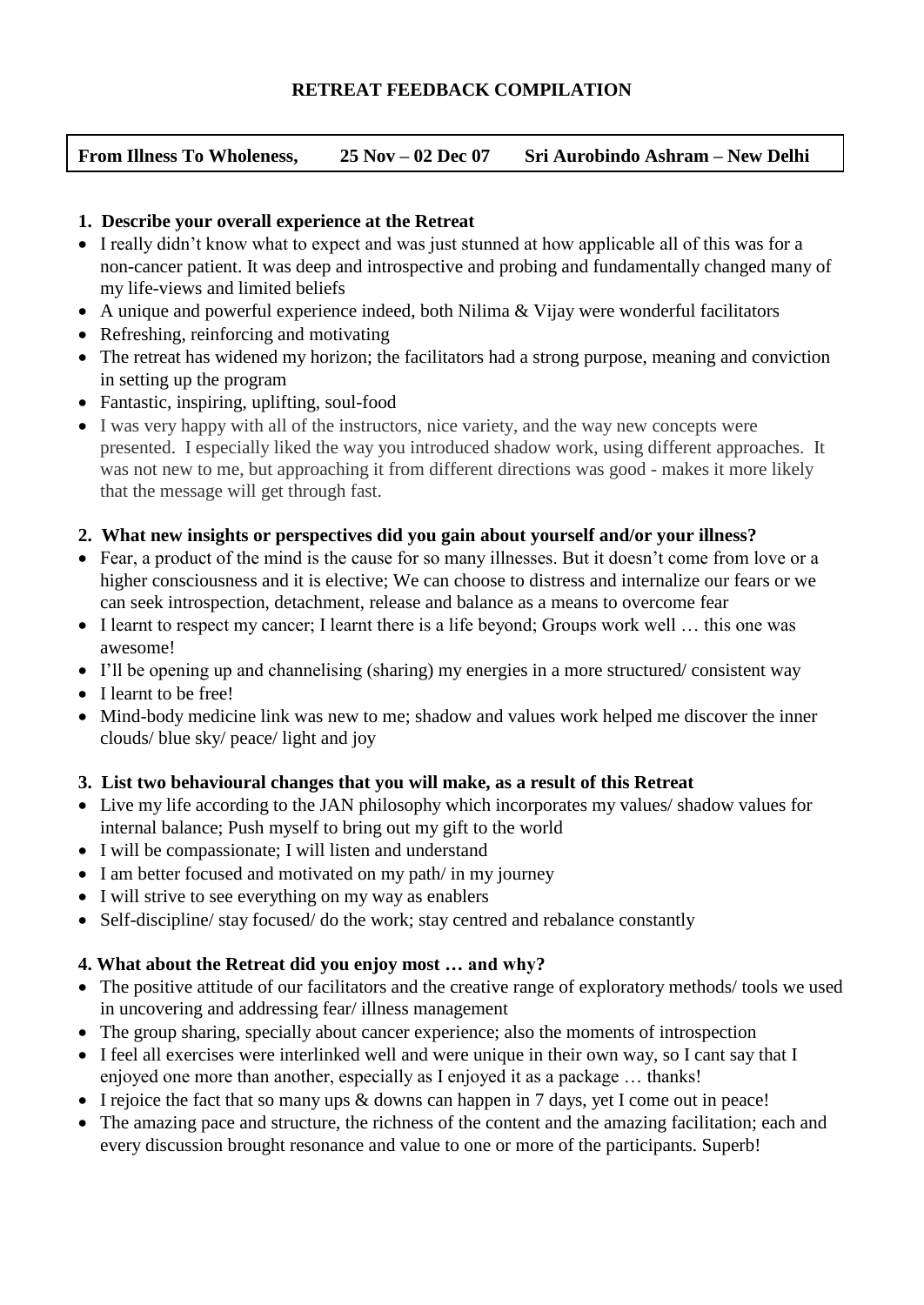# RETREAT FEEDBACK COMPILATION

**From Illness To Wholeness, 25 Nov – 02 Dec 07 Sri Aurobindo Ashram – New Delhi**

## 1. Describe your overall experience at the Retreat

- I really didn't know what to expect and was just stunned at how applicable all of this was for a non-cancer patient. It was deep and introspective and probing and fundamentally changed many of my life-views and limited beliefs
- A unique and powerful experience indeed, both Nilima & Vijay were wonderful facilitators
- Refreshing, reinforcing and motivating
- The retreat has widened my horizon; the facilitators had a strong purpose, meaning and conviction in setting up the program
- Fantastic, inspiring, uplifting, soul-food
- I was very happy with all of the instructors, nice variety, and the way new concepts were presented. I especially liked the way you introduced shadow work, using different approaches. It was not new to me, but approaching it from different directions was good - makes it more likely that the message will get through fast.

## 2. What new insights or perspectives did you gain about yourself and/or your illness?

- Fear, a product of the mind is the cause for so many illnesses. But it doesn't come from love or a higher consciousness and it is elective; We can choose to distress and internalize our fears or we can seek introspection, detachment, release and balance as a means to overcome fear
- I learnt to respect my cancer; I learnt there is a life beyond; Groups work well … this one was awesome!
- I'll be opening up and channelising (sharing) my energies in a more structured/ consistent way
- I learnt to be free!
- Mind-body medicine link was new to me; shadow and values work helped me discover the inner clouds/ blue sky/ peace/ light and joy

## 3. List two behavioural changes that you will make, as a result of this Retreat

- Live my life according to the JAN philosophy which incorporates my values/ shadow values for internal balance; Push myself to bring out my gift to the world
- I will be compassionate; I will listen and understand
- I am better focused and motivated on my path/ in my journey
- I will strive to see everything on my way as enablers
- Self-discipline/ stay focused/ do the work; stay centred and rebalance constantly

## 4. What about the Retreat did you enjoy most … and why?

- The positive attitude of our facilitators and the creative range of exploratory methods/ tools we used in uncovering and addressing fear/ illness management
- The group sharing, specially about cancer experience; also the moments of introspection
- I feel all exercises were interlinked well and were unique in their own way, so I cant say that I enjoyed one more than another, especially as I enjoyed it as a package … thanks!
- I rejoice the fact that so many ups & downs can happen in 7 days, yet I come out in peace!
- The amazing pace and structure, the richness of the content and the amazing facilitation; each and every discussion brought resonance and value to one or more of the participants. Superb!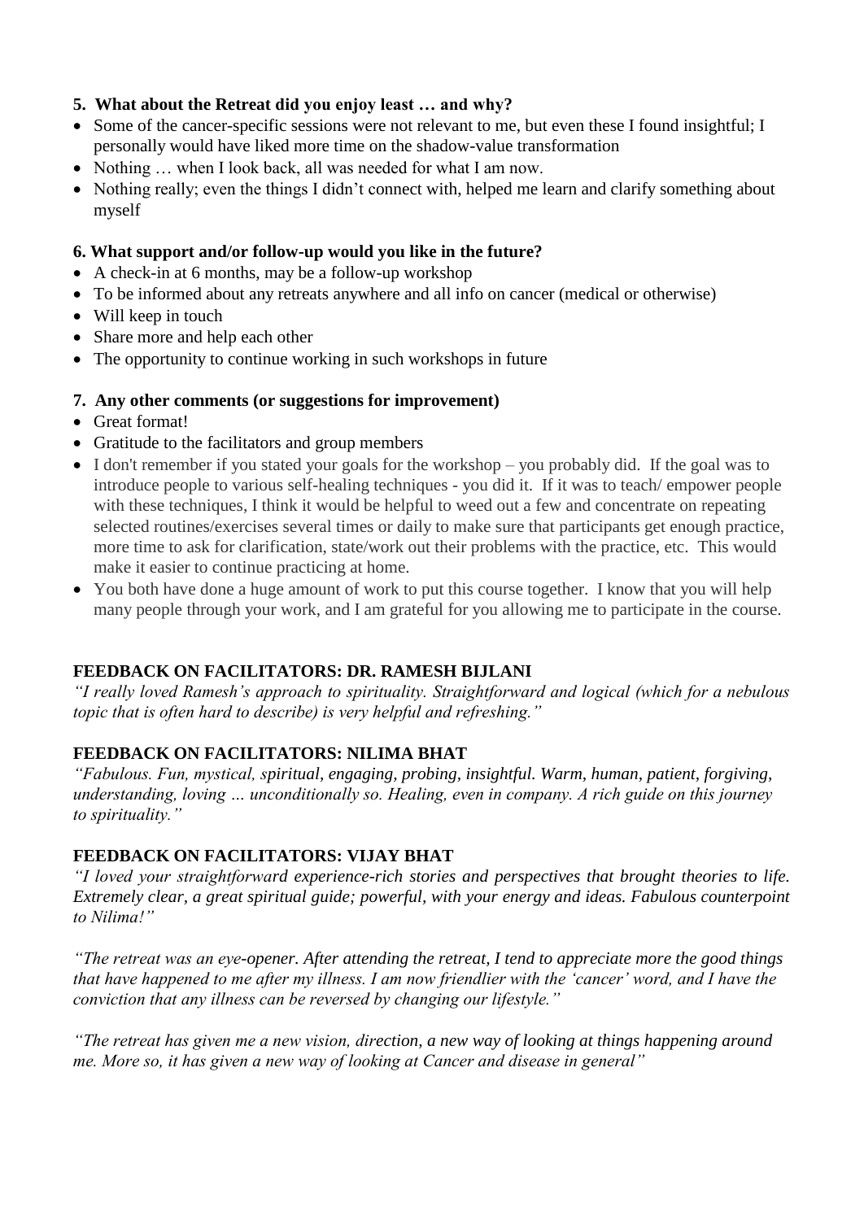### 5. What about the Retreat did you enjoy least … and why?

- Some of the cancer-specific sessions were not relevant to me, but even these I found insightful; I personally would have liked more time on the shadow-value transformation
- Nothing … when I look back, all was needed for what I am now.
- Nothing really; even the things I didn't connect with, helped me learn and clarify something about myself

### 6. What support and/or follow-up would you like in the future?

- A check-in at 6 months, may be a follow-up workshop
- To be informed about any retreats anywhere and all info on cancer (medical or otherwise)
- Will keep in touch
- Share more and help each other
- The opportunity to continue working in such workshops in future

### 7. Any other comments (or suggestions for improvement)

- Great format!
- Gratitude to the facilitators and group members
- I don't remember if you stated your goals for the workshop – you probably did. If the goal was to introduce people to various self-healing techniques - you did it. If it was to teach/ empower people with these techniques, I think it would be helpful to weed out a few and concentrate on repeating selected routines/exercises several times or daily to make sure that participants get enough practice, more time to ask for clarification, state/work out their problems with the practice, etc. This would make it easier to continue practicing at home.
- You both have done a huge amount of work to put this course together. I know that you will help many people through your work, and I am grateful for you allowing me to participate in the course.

### FEEDBACK ON FACILITATORS: DR. RAMESH BIJLANI

*"I really loved Ramesh's approach to spirituality. Straightforward and logical (which for a nebulous topic that is often hard to describe) is very helpful and refreshing."*

### FEEDBACK ON FACILITATORS: NILIMA BHAT

*"Fabulous. Fun, mystical, spiritual, engaging, probing, insightful. Warm, human, patient, forgiving, understanding, loving … unconditionally so. Healing, even in company. A rich guide on this journey to spirituality."*

### FEEDBACK ON FACILITATORS: VIJAY BHAT

*"I loved your straightforward experience-rich stories and perspectives that brought theories to life. Extremely clear, a great spiritual guide; powerful, with your energy and ideas. Fabulous counterpoint to Nilima!"*

*"The retreat was an eye-opener. After attending the retreat, I tend to appreciate more the good things that have happened to me after my illness. I am now friendlier with the 'cancer' word, and I have the conviction that any illness can be reversed by changing our lifestyle."*

*"The retreat has given me a new vision, direction, a new way of looking at things happening around me. More so, it has given a new way of looking at Cancer and disease in general"*